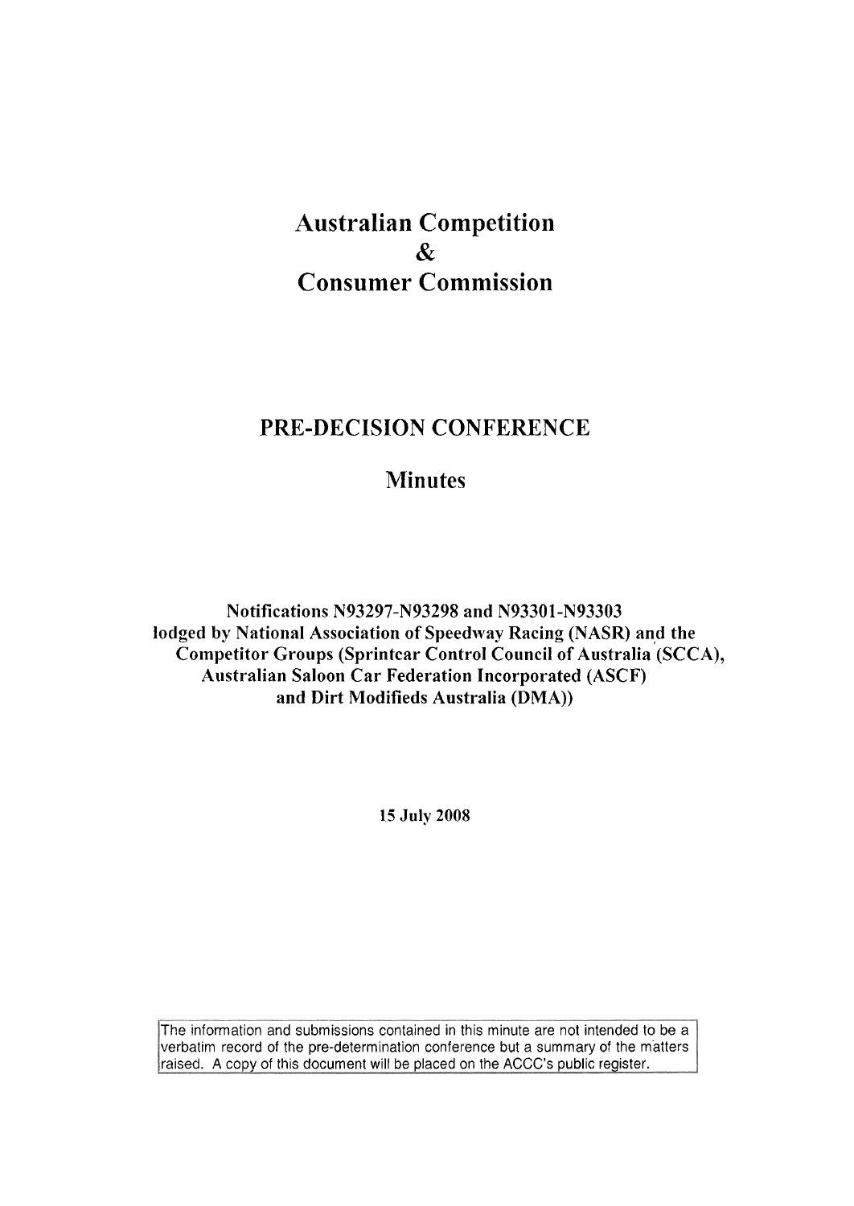# Australian Competition
# &
# Consumer Commission

## PRE-DECISION CONFERENCE

## Minutes

**Notifications N93297-N93298 and N93301-N93303 lodged by National Association of Speedway Racing (NASR) and the Competitor Groups (Sprintcar Control Council of Australia (SCCA), Australian Saloon Car Federation Incorporated (ASCF) and Dirt Modifieds Australia (DMA))**

**15 July 2008**

The information and submissions contained in this minute are not intended to be a verbatim record of the pre-determination conference but a summary of the matters raised. A copy of this document will be placed on the ACCC's public register.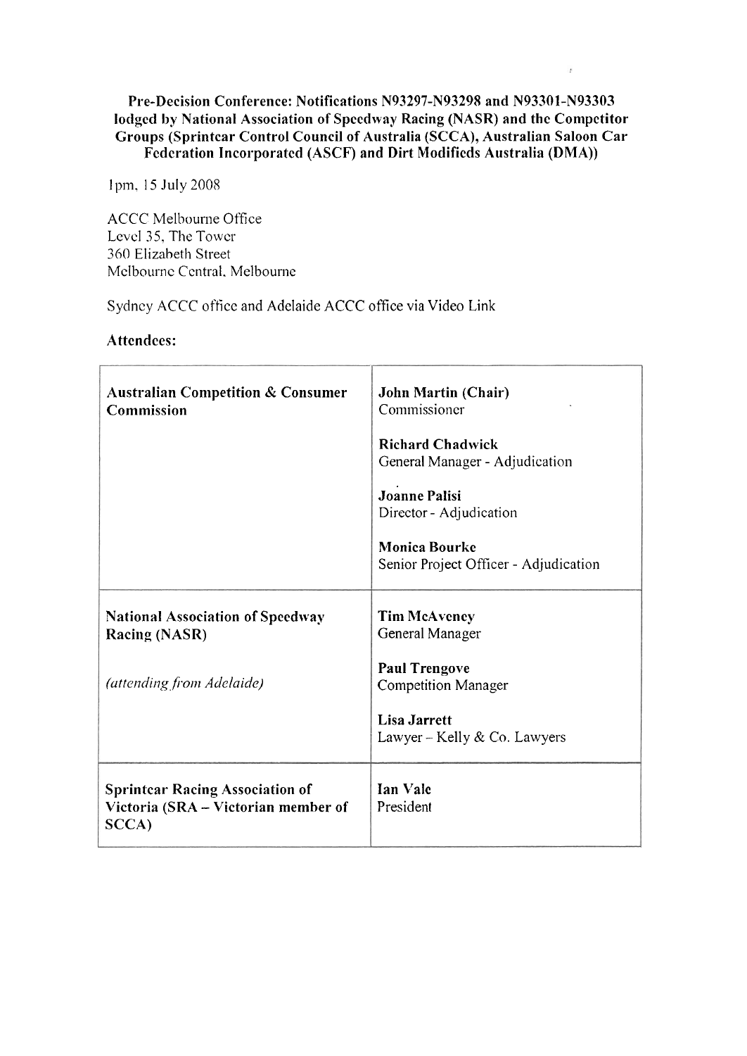**Pre-Decision Conference: Notifications N93297-N93298 and N93301-N93303 lodged by National Association of Speedway Racing (NASR) and the Competitor Groups (Sprintcar Control Council of Australia (SCCA), Australian Saloon Car Federation Incorporated (ASCF) and Dirt Modifieds Australia (DMA))**

1pm, 15 July 2008

ACCC Melbourne Office
Level 35, The Tower
360 Elizabeth Street
Melbourne Central, Melbourne

Sydney ACCC office and Adelaide ACCC office via Video Link

**Attendees:**

| | |
|---|---|
| **Australian Competition & Consumer Commission** | **John Martin (Chair)**<br>Commissioner<br><br>**Richard Chadwick**<br>General Manager - Adjudication<br><br>**Joanne Palisi**<br>Director - Adjudication<br><br>**Monica Bourke**<br>Senior Project Officer - Adjudication |
| **National Association of Speedway Racing (NASR)**<br><br>*(attending from Adelaide)* | **Tim McAveney**<br>General Manager<br><br>**Paul Trengove**<br>Competition Manager<br><br>**Lisa Jarrett**<br>Lawyer – Kelly & Co. Lawyers |
| **Sprintcar Racing Association of Victoria (SRA – Victorian member of SCCA)** | **Ian Vale**<br>President |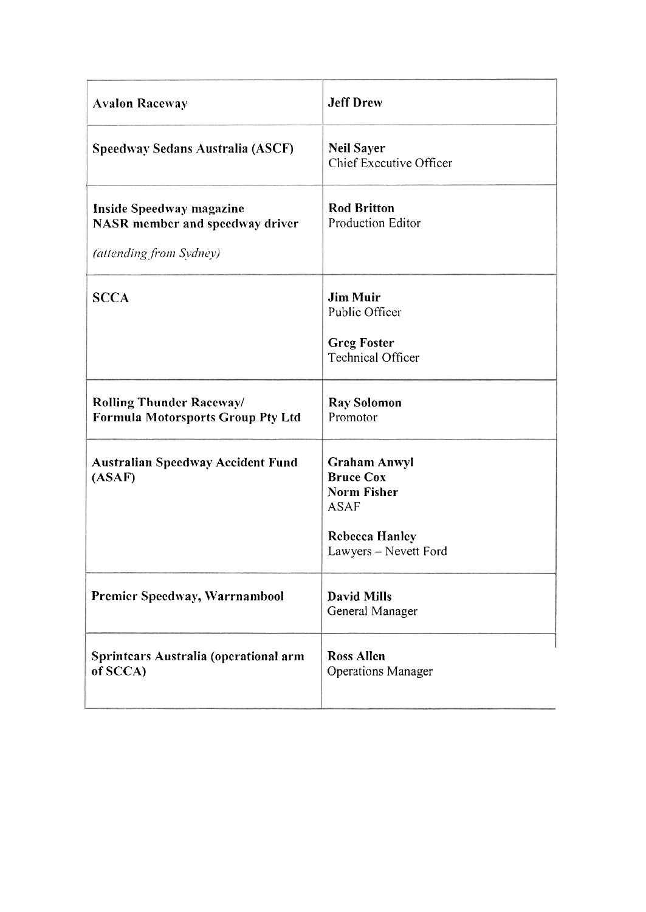| | |
|---|---|
| **Avalon Raceway** | **Jeff Drew** |
| **Speedway Sedans Australia (ASCF)** | **Neil Sayer**<br>Chief Executive Officer |
| **Inside Speedway magazine**<br>**NASR member and speedway driver**<br>*(attending from Sydney)* | **Rod Britton**<br>Production Editor |
| **SCCA** | **Jim Muir**<br>Public Officer<br><br>**Greg Foster**<br>Technical Officer |
| **Rolling Thunder Raceway/**<br>**Formula Motorsports Group Pty Ltd** | **Ray Solomon**<br>Promotor |
| **Australian Speedway Accident Fund (ASAF)** | **Graham Anwyl**<br>**Bruce Cox**<br>**Norm Fisher**<br>ASAF<br><br>**Rebecca Hanley**<br>Lawyers – Nevett Ford |
| **Premier Speedway, Warrnambool** | **David Mills**<br>General Manager |
| **Sprintcars Australia (operational arm of SCCA)** | **Ross Allen**<br>Operations Manager |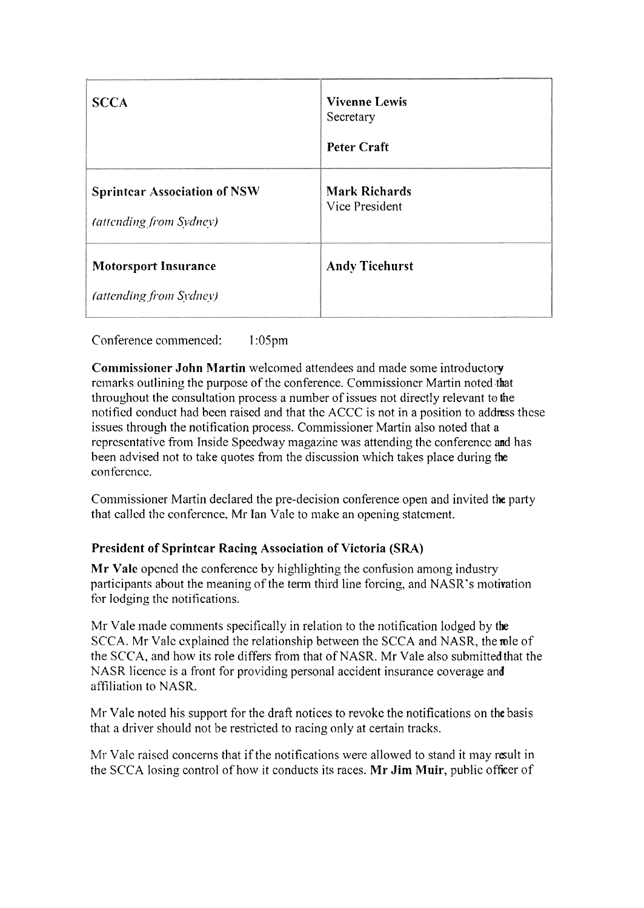| SCCA | **Vivenne Lewis**<br>Secretary<br><br>**Peter Craft** |
| --- | --- |
| **Sprintcar Association of NSW**<br><br>*(attending from Sydney)* | **Mark Richards**<br>Vice President |
| **Motorsport Insurance**<br><br>*(attending from Sydney)* | **Andy Ticehurst** |

Conference commenced: 1:05pm

**Commissioner John Martin** welcomed attendees and made some introductory remarks outlining the purpose of the conference. Commissioner Martin noted that throughout the consultation process a number of issues not directly relevant to the notified conduct had been raised and that the ACCC is not in a position to address these issues through the notification process. Commissioner Martin also noted that a representative from Inside Speedway magazine was attending the conference and has been advised not to take quotes from the discussion which takes place during the conference.

Commissioner Martin declared the pre-decision conference open and invited the party that called the conference, Mr Ian Vale to make an opening statement.

### President of Sprintcar Racing Association of Victoria (SRA)

**Mr Vale** opened the conference by highlighting the confusion among industry participants about the meaning of the term third line forcing, and NASR's motivation for lodging the notifications.

Mr Vale made comments specifically in relation to the notification lodged by the SCCA. Mr Vale explained the relationship between the SCCA and NASR, the role of the SCCA, and how its role differs from that of NASR. Mr Vale also submitted that the NASR licence is a front for providing personal accident insurance coverage and affiliation to NASR.

Mr Vale noted his support for the draft notices to revoke the notifications on the basis that a driver should not be restricted to racing only at certain tracks.

Mr Vale raised concerns that if the notifications were allowed to stand it may result in the SCCA losing control of how it conducts its races. **Mr Jim Muir**, public officer of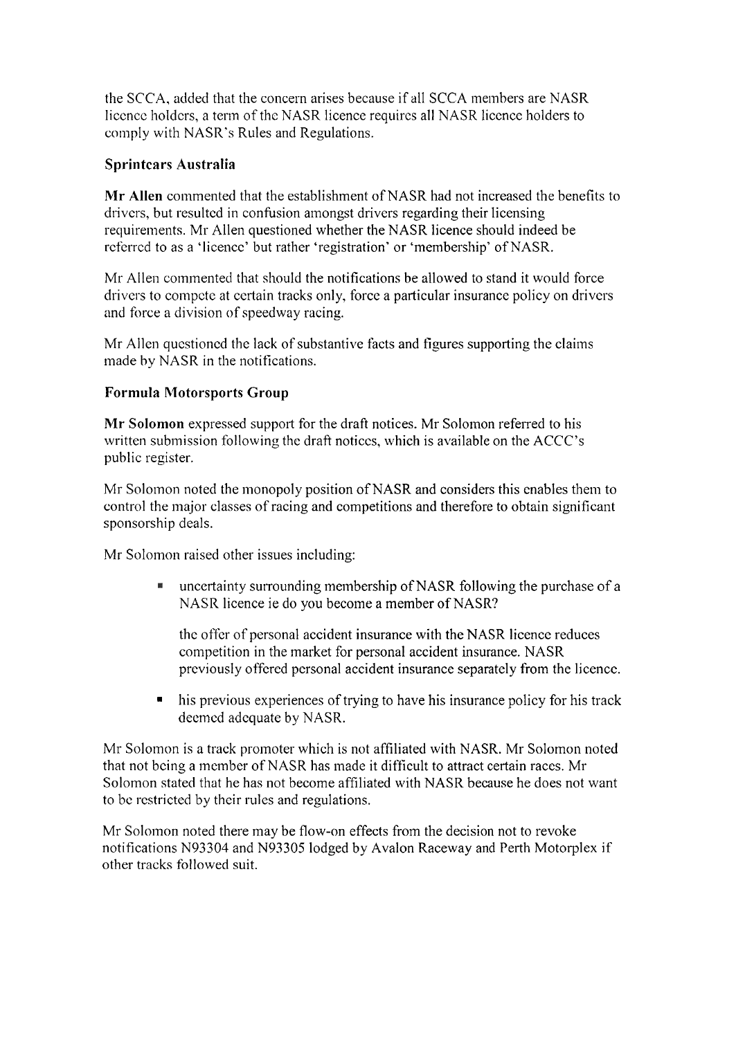the SCCA, added that the concern arises because if all SCCA members are NASR licence holders, a term of the NASR licence requires all NASR licence holders to comply with NASR's Rules and Regulations.

### Sprintcars Australia

**Mr Allen** commented that the establishment of NASR had not increased the benefits to drivers, but resulted in confusion amongst drivers regarding their licensing requirements. Mr Allen questioned whether the NASR licence should indeed be referred to as a 'licence' but rather 'registration' or 'membership' of NASR.

Mr Allen commented that should the notifications be allowed to stand it would force drivers to compete at certain tracks only, force a particular insurance policy on drivers and force a division of speedway racing.

Mr Allen questioned the lack of substantive facts and figures supporting the claims made by NASR in the notifications.

### Formula Motorsports Group

**Mr Solomon** expressed support for the draft notices. Mr Solomon referred to his written submission following the draft notices, which is available on the ACCC's public register.

Mr Solomon noted the monopoly position of NASR and considers this enables them to control the major classes of racing and competitions and therefore to obtain significant sponsorship deals.

Mr Solomon raised other issues including:

- uncertainty surrounding membership of NASR following the purchase of a NASR licence ie do you become a member of NASR?

  the offer of personal accident insurance with the NASR licence reduces competition in the market for personal accident insurance. NASR previously offered personal accident insurance separately from the licence.

- his previous experiences of trying to have his insurance policy for his track deemed adequate by NASR.

Mr Solomon is a track promoter which is not affiliated with NASR. Mr Solomon noted that not being a member of NASR has made it difficult to attract certain races. Mr Solomon stated that he has not become affiliated with NASR because he does not want to be restricted by their rules and regulations.

Mr Solomon noted there may be flow-on effects from the decision not to revoke notifications N93304 and N93305 lodged by Avalon Raceway and Perth Motorplex if other tracks followed suit.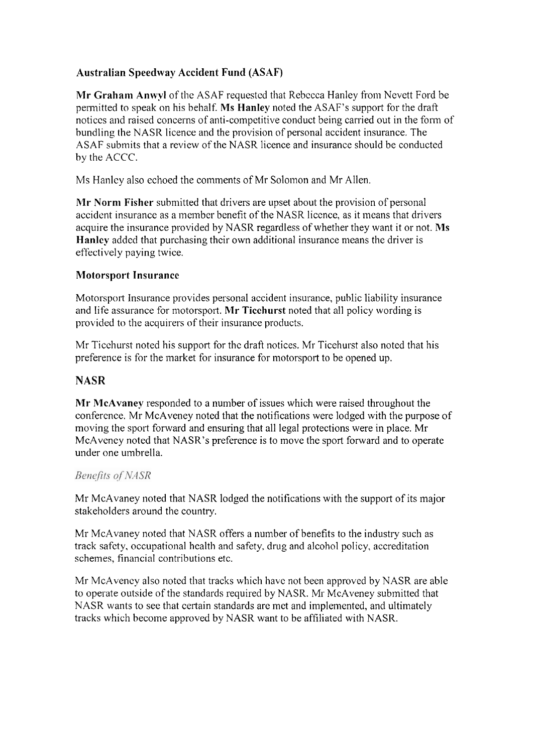### Australian Speedway Accident Fund (ASAF)

**Mr Graham Anwyl** of the ASAF requested that Rebecca Hanley from Nevett Ford be permitted to speak on his behalf. **Ms Hanley** noted the ASAF's support for the draft notices and raised concerns of anti-competitive conduct being carried out in the form of bundling the NASR licence and the provision of personal accident insurance. The ASAF submits that a review of the NASR licence and insurance should be conducted by the ACCC.

Ms Hanley also echoed the comments of Mr Solomon and Mr Allen.

**Mr Norm Fisher** submitted that drivers are upset about the provision of personal accident insurance as a member benefit of the NASR licence, as it means that drivers acquire the insurance provided by NASR regardless of whether they want it or not. **Ms Hanley** added that purchasing their own additional insurance means the driver is effectively paying twice.

### Motorsport Insurance

Motorsport Insurance provides personal accident insurance, public liability insurance and life assurance for motorsport. **Mr Ticehurst** noted that all policy wording is provided to the acquirers of their insurance products.

Mr Ticehurst noted his support for the draft notices. Mr Ticehurst also noted that his preference is for the market for insurance for motorsport to be opened up.

## NASR

**Mr McAvaney** responded to a number of issues which were raised throughout the conference. Mr McAveney noted that the notifications were lodged with the purpose of moving the sport forward and ensuring that all legal protections were in place. Mr McAveney noted that NASR's preference is to move the sport forward and to operate under one umbrella.

*Benefits of NASR*

Mr McAvaney noted that NASR lodged the notifications with the support of its major stakeholders around the country.

Mr McAvaney noted that NASR offers a number of benefits to the industry such as track safety, occupational health and safety, drug and alcohol policy, accreditation schemes, financial contributions etc.

Mr McAveney also noted that tracks which have not been approved by NASR are able to operate outside of the standards required by NASR. Mr McAveney submitted that NASR wants to see that certain standards are met and implemented, and ultimately tracks which become approved by NASR want to be affiliated with NASR.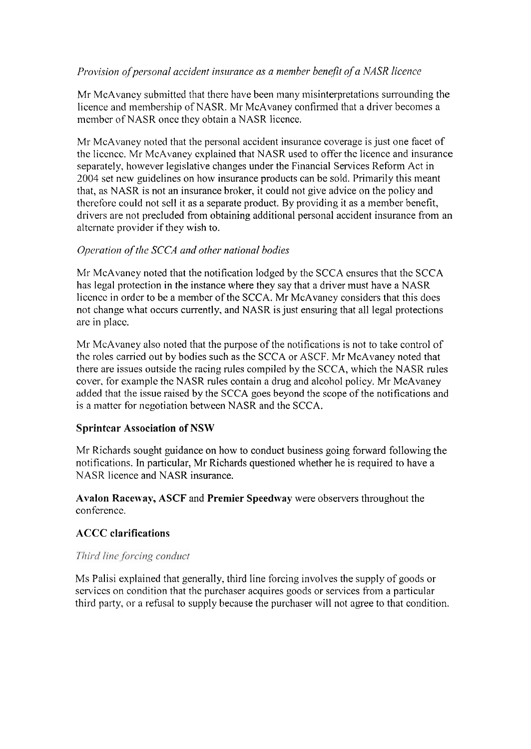*Provision of personal accident insurance as a member benefit of a NASR licence*

Mr McAvaney submitted that there have been many misinterpretations surrounding the licence and membership of NASR. Mr McAvaney confirmed that a driver becomes a member of NASR once they obtain a NASR licence.

Mr McAvaney noted that the personal accident insurance coverage is just one facet of the licence. Mr McAvaney explained that NASR used to offer the licence and insurance separately, however legislative changes under the Financial Services Reform Act in 2004 set new guidelines on how insurance products can be sold. Primarily this meant that, as NASR is not an insurance broker, it could not give advice on the policy and therefore could not sell it as a separate product. By providing it as a member benefit, drivers are not precluded from obtaining additional personal accident insurance from an alternate provider if they wish to.

*Operation of the SCCA and other national bodies*

Mr McAvaney noted that the notification lodged by the SCCA ensures that the SCCA has legal protection in the instance where they say that a driver must have a NASR licence in order to be a member of the SCCA. Mr McAvaney considers that this does not change what occurs currently, and NASR is just ensuring that all legal protections are in place.

Mr McAvaney also noted that the purpose of the notifications is not to take control of the roles carried out by bodies such as the SCCA or ASCF. Mr McAvaney noted that there are issues outside the racing rules compiled by the SCCA, which the NASR rules cover, for example the NASR rules contain a drug and alcohol policy. Mr McAvaney added that the issue raised by the SCCA goes beyond the scope of the notifications and is a matter for negotiation between NASR and the SCCA.

**Sprintcar Association of NSW**

Mr Richards sought guidance on how to conduct business going forward following the notifications. In particular, Mr Richards questioned whether he is required to have a NASR licence and NASR insurance.

**Avalon Raceway, ASCF** and **Premier Speedway** were observers throughout the conference.

**ACCC clarifications**

*Third line forcing conduct*

Ms Palisi explained that generally, third line forcing involves the supply of goods or services on condition that the purchaser acquires goods or services from a particular third party, or a refusal to supply because the purchaser will not agree to that condition.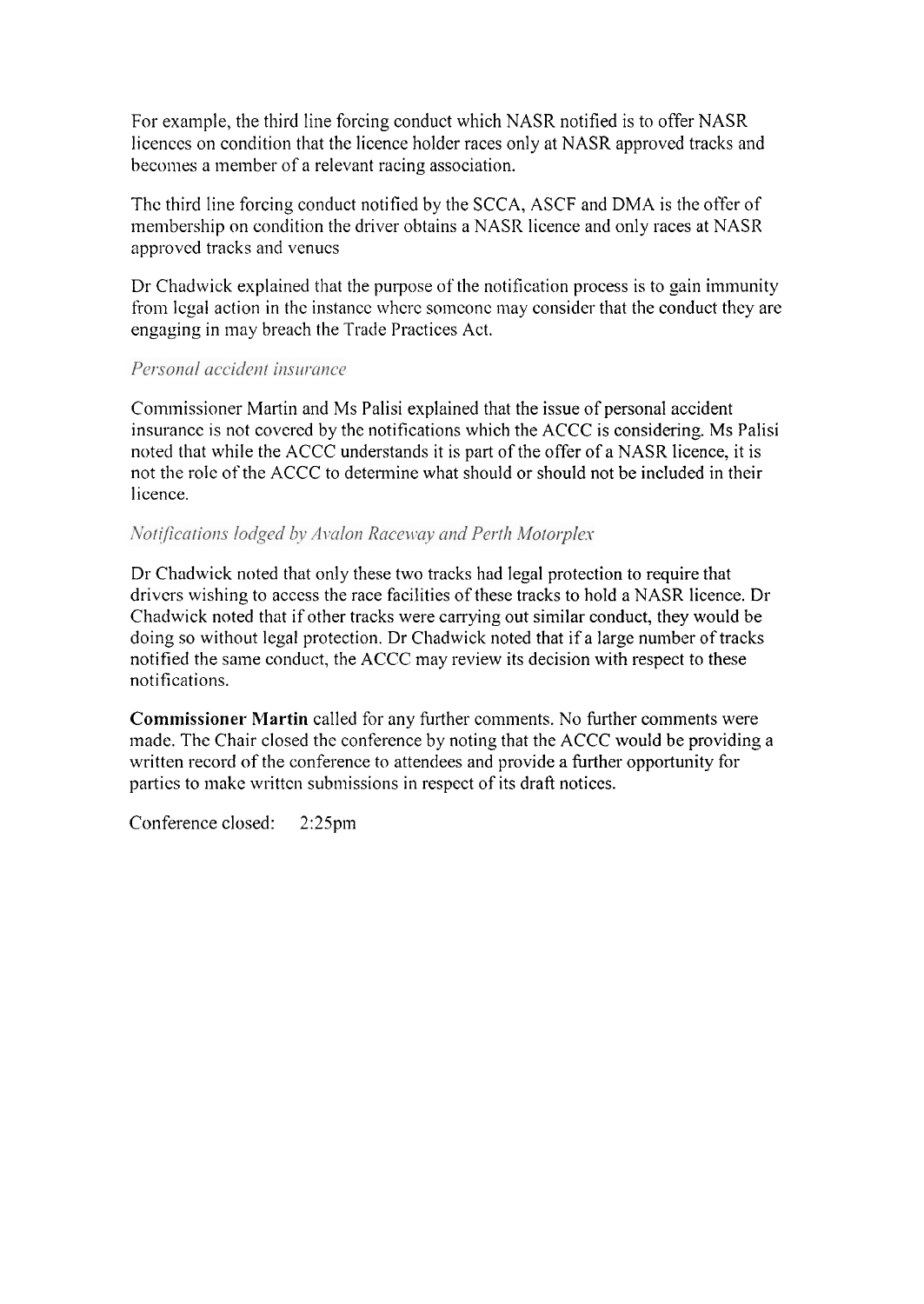For example, the third line forcing conduct which NASR notified is to offer NASR licences on condition that the licence holder races only at NASR approved tracks and becomes a member of a relevant racing association.

The third line forcing conduct notified by the SCCA, ASCF and DMA is the offer of membership on condition the driver obtains a NASR licence and only races at NASR approved tracks and venues

Dr Chadwick explained that the purpose of the notification process is to gain immunity from legal action in the instance where someone may consider that the conduct they are engaging in may breach the Trade Practices Act.

*Personal accident insurance*

Commissioner Martin and Ms Palisi explained that the issue of personal accident insurance is not covered by the notifications which the ACCC is considering. Ms Palisi noted that while the ACCC understands it is part of the offer of a NASR licence, it is not the role of the ACCC to determine what should or should not be included in their licence.

*Notifications lodged by Avalon Raceway and Perth Motorplex*

Dr Chadwick noted that only these two tracks had legal protection to require that drivers wishing to access the race facilities of these tracks to hold a NASR licence. Dr Chadwick noted that if other tracks were carrying out similar conduct, they would be doing so without legal protection. Dr Chadwick noted that if a large number of tracks notified the same conduct, the ACCC may review its decision with respect to these notifications.

**Commissioner Martin** called for any further comments. No further comments were made. The Chair closed the conference by noting that the ACCC would be providing a written record of the conference to attendees and provide a further opportunity for parties to make written submissions in respect of its draft notices.

Conference closed: 2:25pm